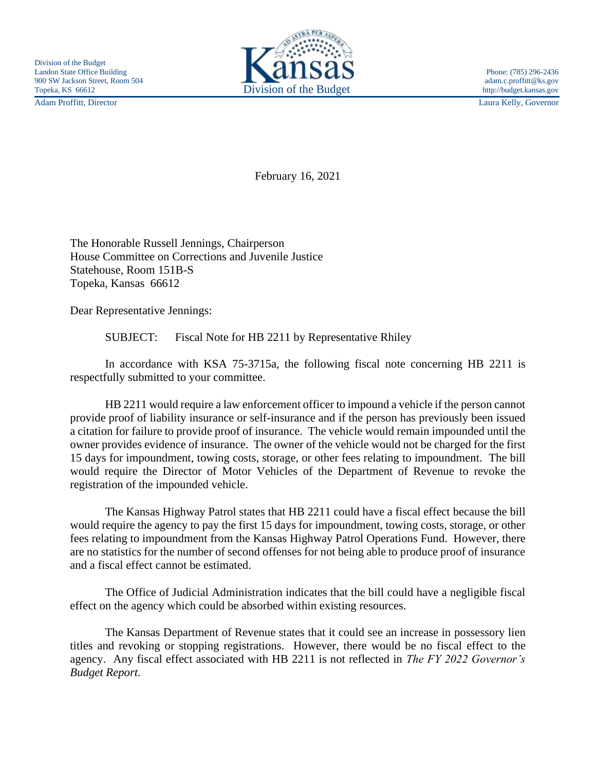Division of the Budget
Landon State Office Building
900 SW Jackson Street, Room 504
Topeka, KS 66612

Phone: (785) 296-2436
adam.c.proffitt@ks.gov
http://budget.kansas.gov

Kansas Division of the Budget

Adam Proffitt, Director | Laura Kelly, Governor

February 16, 2021

The Honorable Russell Jennings, Chairperson
House Committee on Corrections and Juvenile Justice
Statehouse, Room 151B-S
Topeka, Kansas 66612

Dear Representative Jennings:

SUBJECT: Fiscal Note for HB 2211 by Representative Rhiley

In accordance with KSA 75-3715a, the following fiscal note concerning HB 2211 is respectfully submitted to your committee.

HB 2211 would require a law enforcement officer to impound a vehicle if the person cannot provide proof of liability insurance or self-insurance and if the person has previously been issued a citation for failure to provide proof of insurance. The vehicle would remain impounded until the owner provides evidence of insurance. The owner of the vehicle would not be charged for the first 15 days for impoundment, towing costs, storage, or other fees relating to impoundment. The bill would require the Director of Motor Vehicles of the Department of Revenue to revoke the registration of the impounded vehicle.

The Kansas Highway Patrol states that HB 2211 could have a fiscal effect because the bill would require the agency to pay the first 15 days for impoundment, towing costs, storage, or other fees relating to impoundment from the Kansas Highway Patrol Operations Fund. However, there are no statistics for the number of second offenses for not being able to produce proof of insurance and a fiscal effect cannot be estimated.

The Office of Judicial Administration indicates that the bill could have a negligible fiscal effect on the agency which could be absorbed within existing resources.

The Kansas Department of Revenue states that it could see an increase in possessory lien titles and revoking or stopping registrations. However, there would be no fiscal effect to the agency. Any fiscal effect associated with HB 2211 is not reflected in *The FY 2022 Governor's Budget Report*.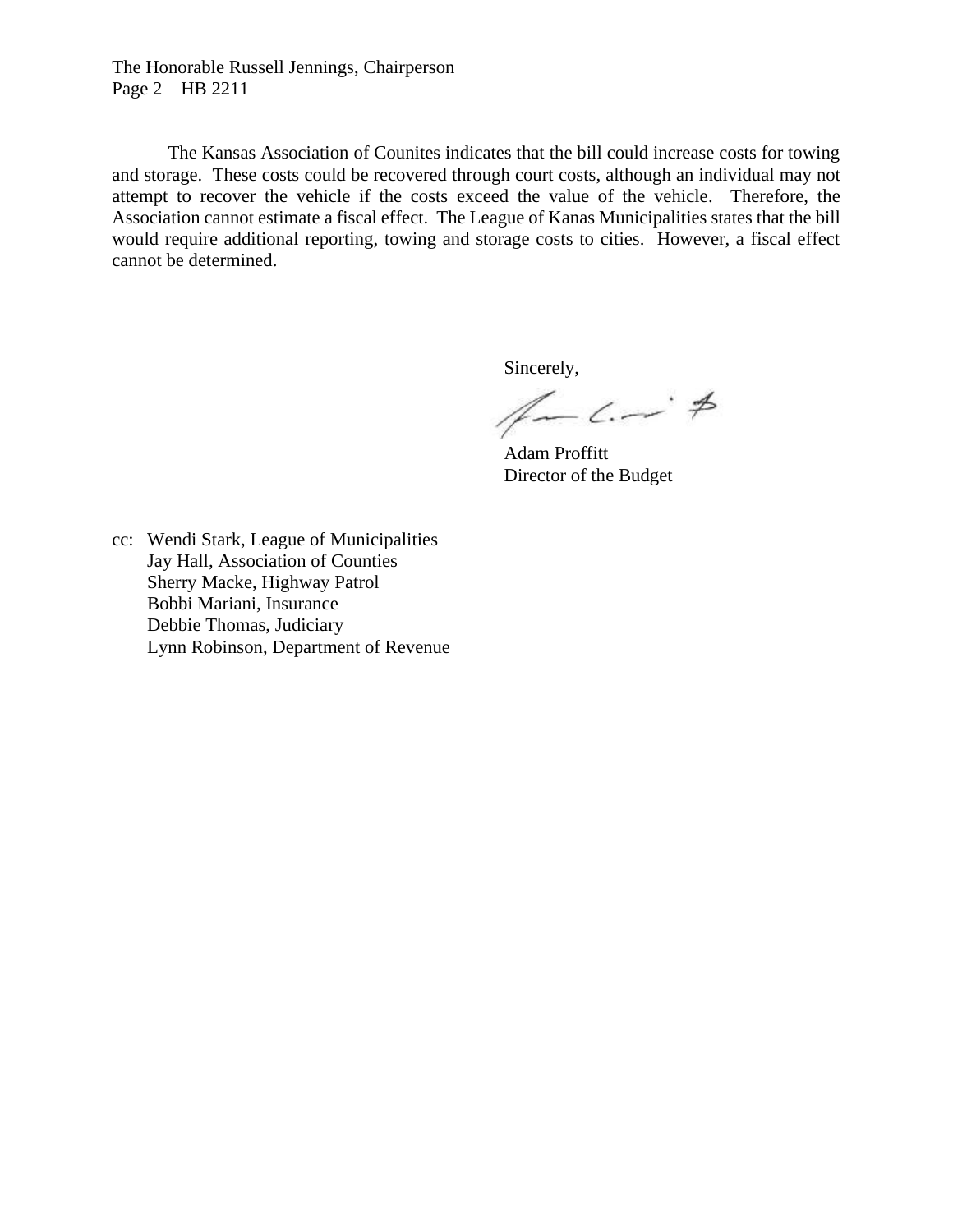The Kansas Association of Counites indicates that the bill could increase costs for towing and storage. These costs could be recovered through court costs, although an individual may not attempt to recover the vehicle if the costs exceed the value of the vehicle. Therefore, the Association cannot estimate a fiscal effect. The League of Kanas Municipalities states that the bill would require additional reporting, towing and storage costs to cities. However, a fiscal effect cannot be determined.

Sincerely,

Adam Proffitt
Director of the Budget

cc: Wendi Stark, League of Municipalities
Jay Hall, Association of Counties
Sherry Macke, Highway Patrol
Bobbi Mariani, Insurance
Debbie Thomas, Judiciary
Lynn Robinson, Department of Revenue